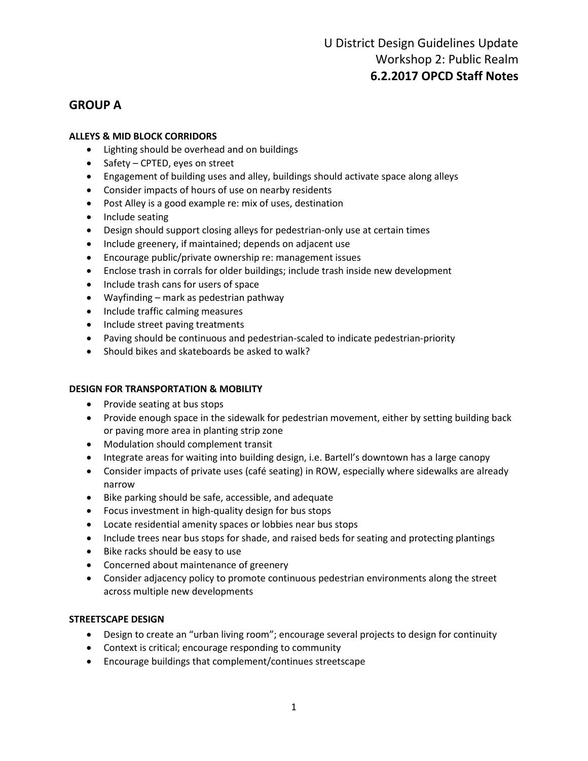U District Design Guidelines Update
Workshop 2: Public Realm
**6.2.2017 OPCD Staff Notes**

## GROUP A

### ALLEYS & MID BLOCK CORRIDORS

- Lighting should be overhead and on buildings
- Safety – CPTED, eyes on street
- Engagement of building uses and alley, buildings should activate space along alleys
- Consider impacts of hours of use on nearby residents
- Post Alley is a good example re: mix of uses, destination
- Include seating
- Design should support closing alleys for pedestrian-only use at certain times
- Include greenery, if maintained; depends on adjacent use
- Encourage public/private ownership re: management issues
- Enclose trash in corrals for older buildings; include trash inside new development
- Include trash cans for users of space
- Wayfinding – mark as pedestrian pathway
- Include traffic calming measures
- Include street paving treatments
- Paving should be continuous and pedestrian-scaled to indicate pedestrian-priority
- Should bikes and skateboards be asked to walk?

### DESIGN FOR TRANSPORTATION & MOBILITY

- Provide seating at bus stops
- Provide enough space in the sidewalk for pedestrian movement, either by setting building back or paving more area in planting strip zone
- Modulation should complement transit
- Integrate areas for waiting into building design, i.e. Bartell's downtown has a large canopy
- Consider impacts of private uses (café seating) in ROW, especially where sidewalks are already narrow
- Bike parking should be safe, accessible, and adequate
- Focus investment in high-quality design for bus stops
- Locate residential amenity spaces or lobbies near bus stops
- Include trees near bus stops for shade, and raised beds for seating and protecting plantings
- Bike racks should be easy to use
- Concerned about maintenance of greenery
- Consider adjacency policy to promote continuous pedestrian environments along the street across multiple new developments

### STREETSCAPE DESIGN

- Design to create an "urban living room"; encourage several projects to design for continuity
- Context is critical; encourage responding to community
- Encourage buildings that complement/continues streetscape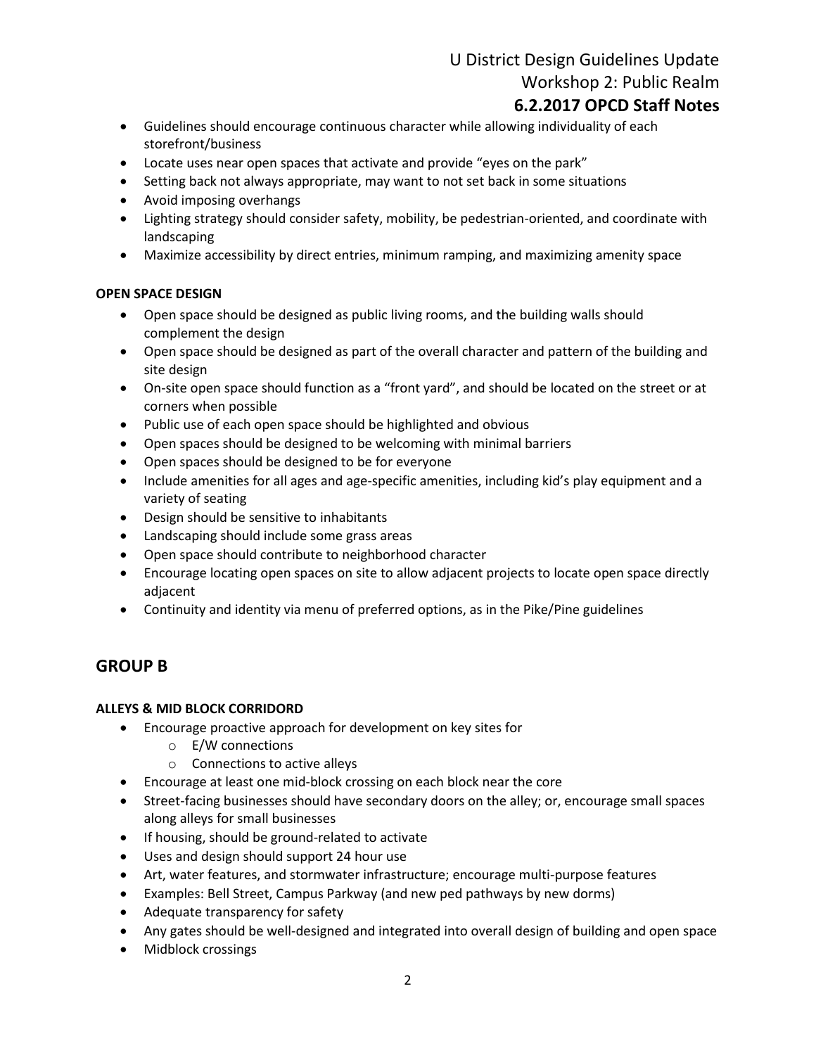- Guidelines should encourage continuous character while allowing individuality of each storefront/business
- Locate uses near open spaces that activate and provide "eyes on the park"
- Setting back not always appropriate, may want to not set back in some situations
- Avoid imposing overhangs
- Lighting strategy should consider safety, mobility, be pedestrian-oriented, and coordinate with landscaping
- Maximize accessibility by direct entries, minimum ramping, and maximizing amenity space

**OPEN SPACE DESIGN**

- Open space should be designed as public living rooms, and the building walls should complement the design
- Open space should be designed as part of the overall character and pattern of the building and site design
- On-site open space should function as a "front yard", and should be located on the street or at corners when possible
- Public use of each open space should be highlighted and obvious
- Open spaces should be designed to be welcoming with minimal barriers
- Open spaces should be designed to be for everyone
- Include amenities for all ages and age-specific amenities, including kid's play equipment and a variety of seating
- Design should be sensitive to inhabitants
- Landscaping should include some grass areas
- Open space should contribute to neighborhood character
- Encourage locating open spaces on site to allow adjacent projects to locate open space directly adjacent
- Continuity and identity via menu of preferred options, as in the Pike/Pine guidelines

## GROUP B

**ALLEYS & MID BLOCK CORRIDORD**

- Encourage proactive approach for development on key sites for
  - E/W connections
  - Connections to active alleys
- Encourage at least one mid-block crossing on each block near the core
- Street-facing businesses should have secondary doors on the alley; or, encourage small spaces along alleys for small businesses
- If housing, should be ground-related to activate
- Uses and design should support 24 hour use
- Art, water features, and stormwater infrastructure; encourage multi-purpose features
- Examples: Bell Street, Campus Parkway (and new ped pathways by new dorms)
- Adequate transparency for safety
- Any gates should be well-designed and integrated into overall design of building and open space
- Midblock crossings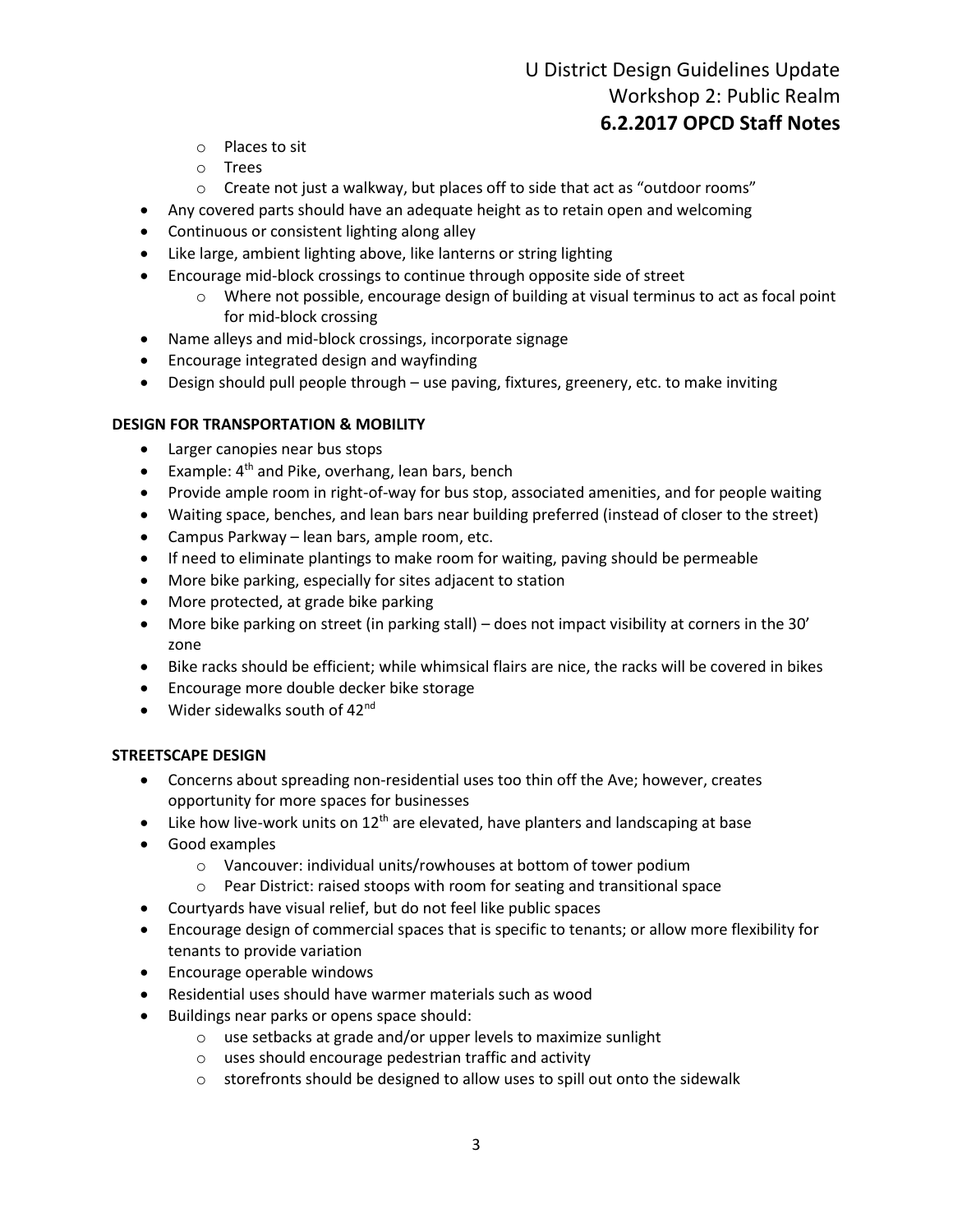- Places to sit
    - Trees
    - Create not just a walkway, but places off to side that act as "outdoor rooms"
- Any covered parts should have an adequate height as to retain open and welcoming
- Continuous or consistent lighting along alley
- Like large, ambient lighting above, like lanterns or string lighting
- Encourage mid-block crossings to continue through opposite side of street
    - Where not possible, encourage design of building at visual terminus to act as focal point for mid-block crossing
- Name alleys and mid-block crossings, incorporate signage
- Encourage integrated design and wayfinding
- Design should pull people through – use paving, fixtures, greenery, etc. to make inviting

**DESIGN FOR TRANSPORTATION & MOBILITY**

- Larger canopies near bus stops
- Example: 4th and Pike, overhang, lean bars, bench
- Provide ample room in right-of-way for bus stop, associated amenities, and for people waiting
- Waiting space, benches, and lean bars near building preferred (instead of closer to the street)
- Campus Parkway – lean bars, ample room, etc.
- If need to eliminate plantings to make room for waiting, paving should be permeable
- More bike parking, especially for sites adjacent to station
- More protected, at grade bike parking
- More bike parking on street (in parking stall) – does not impact visibility at corners in the 30' zone
- Bike racks should be efficient; while whimsical flairs are nice, the racks will be covered in bikes
- Encourage more double decker bike storage
- Wider sidewalks south of 42nd

**STREETSCAPE DESIGN**

- Concerns about spreading non-residential uses too thin off the Ave; however, creates opportunity for more spaces for businesses
- Like how live-work units on 12th are elevated, have planters and landscaping at base
- Good examples
    - Vancouver: individual units/rowhouses at bottom of tower podium
    - Pear District: raised stoops with room for seating and transitional space
- Courtyards have visual relief, but do not feel like public spaces
- Encourage design of commercial spaces that is specific to tenants; or allow more flexibility for tenants to provide variation
- Encourage operable windows
- Residential uses should have warmer materials such as wood
- Buildings near parks or opens space should:
    - use setbacks at grade and/or upper levels to maximize sunlight
    - uses should encourage pedestrian traffic and activity
    - storefronts should be designed to allow uses to spill out onto the sidewalk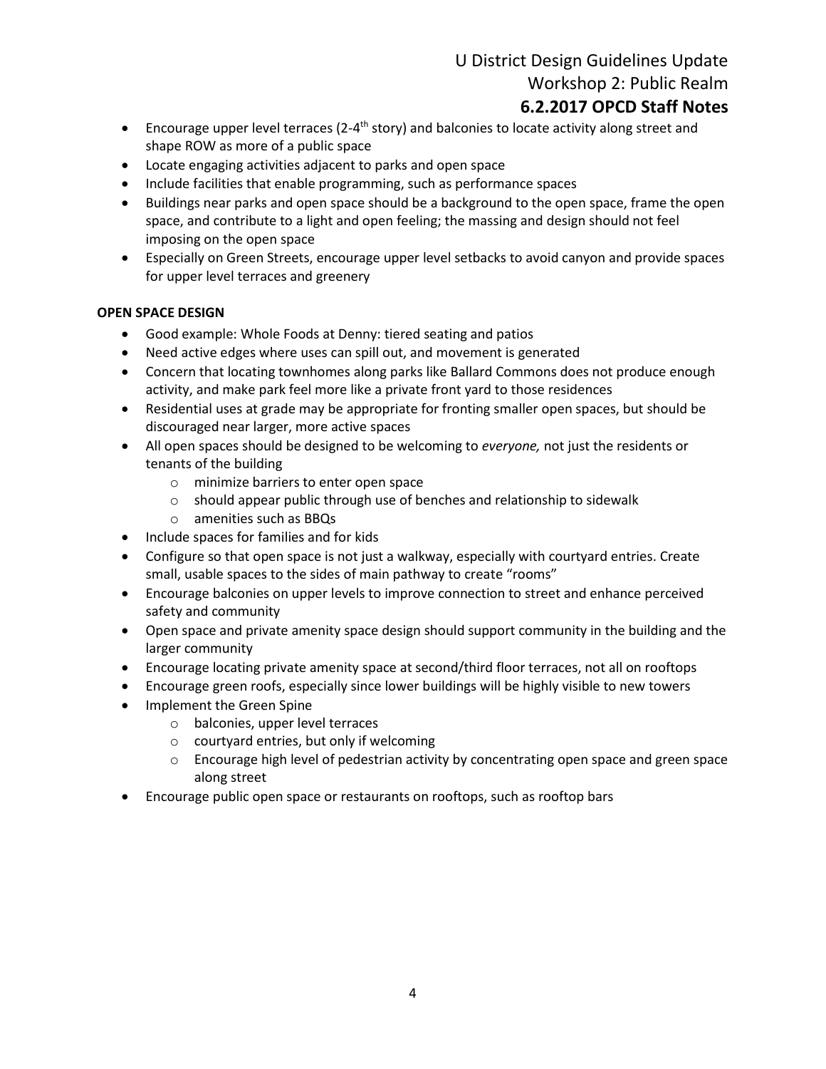- Encourage upper level terraces (2-4th story) and balconies to locate activity along street and shape ROW as more of a public space
- Locate engaging activities adjacent to parks and open space
- Include facilities that enable programming, such as performance spaces
- Buildings near parks and open space should be a background to the open space, frame the open space, and contribute to a light and open feeling; the massing and design should not feel imposing on the open space
- Especially on Green Streets, encourage upper level setbacks to avoid canyon and provide spaces for upper level terraces and greenery

**OPEN SPACE DESIGN**

- Good example: Whole Foods at Denny: tiered seating and patios
- Need active edges where uses can spill out, and movement is generated
- Concern that locating townhomes along parks like Ballard Commons does not produce enough activity, and make park feel more like a private front yard to those residences
- Residential uses at grade may be appropriate for fronting smaller open spaces, but should be discouraged near larger, more active spaces
- All open spaces should be designed to be welcoming to *everyone,* not just the residents or tenants of the building
    - minimize barriers to enter open space
    - should appear public through use of benches and relationship to sidewalk
    - amenities such as BBQs
- Include spaces for families and for kids
- Configure so that open space is not just a walkway, especially with courtyard entries. Create small, usable spaces to the sides of main pathway to create "rooms"
- Encourage balconies on upper levels to improve connection to street and enhance perceived safety and community
- Open space and private amenity space design should support community in the building and the larger community
- Encourage locating private amenity space at second/third floor terraces, not all on rooftops
- Encourage green roofs, especially since lower buildings will be highly visible to new towers
- Implement the Green Spine
    - balconies, upper level terraces
    - courtyard entries, but only if welcoming
    - Encourage high level of pedestrian activity by concentrating open space and green space along street
- Encourage public open space or restaurants on rooftops, such as rooftop bars